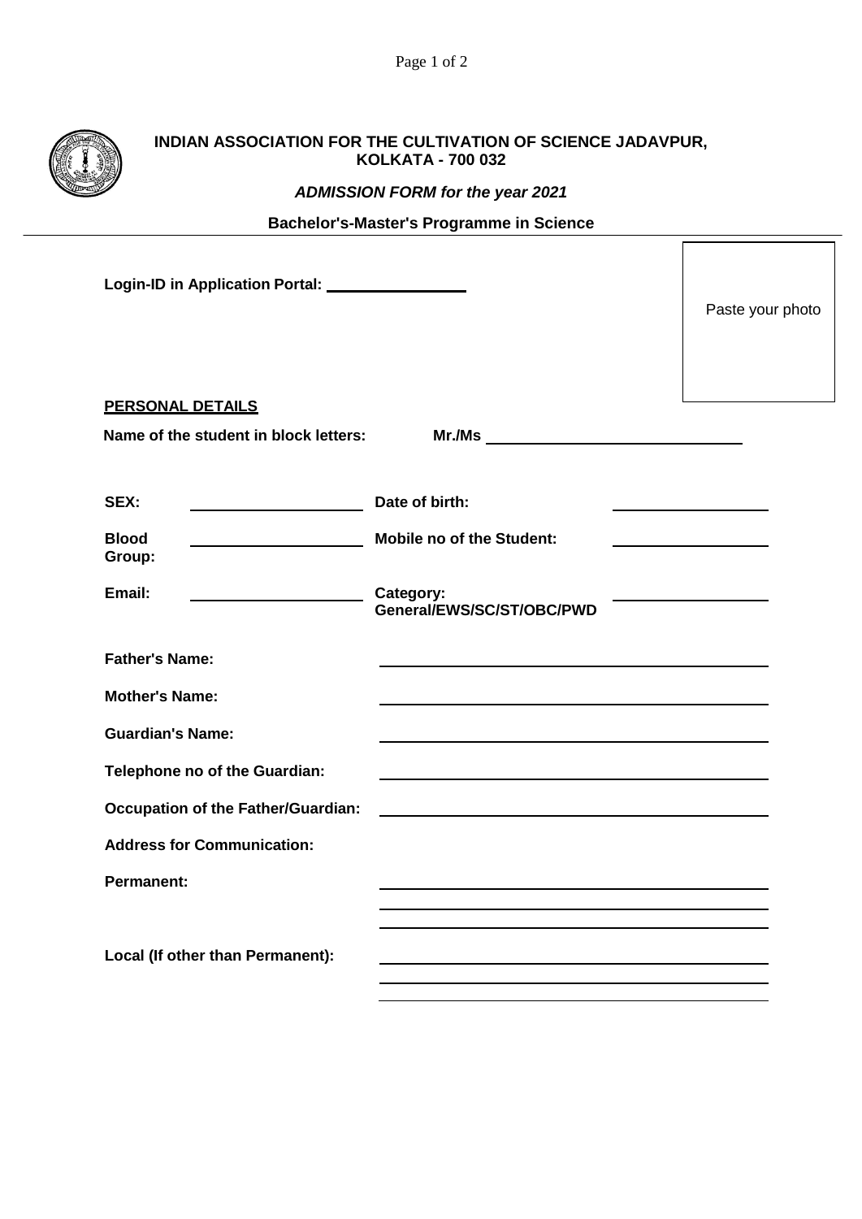# INDIAN ASSOCIATION FOR THE CULTIVATION OF SCIENCE JADAVPUR, KOLKATA - 700 032

***ADMISSION FORM for the year 2021***

**Bachelor's-Master's Programme in Science**

**Login-ID in Application Portal:** ________________

Paste your photo

**PERSONAL DETAILS**

**Name of the student in block letters:** **Mr./Ms** ____________________________

| | | | |
|---|---|---|---|
| **SEX:** | ____________________ | **Date of birth:** | ________________ |
| **Blood Group:** | ____________________ | **Mobile no of the Student:** | ________________ |
| **Email:** | ____________________ | **Category: General/EWS/SC/ST/OBC/PWD** | ________________ |

**Father's Name:** ____________________________________________

**Mother's Name:** ____________________________________________

**Guardian's Name:** ____________________________________________

**Telephone no of the Guardian:** ____________________________________________

**Occupation of the Father/Guardian:** ____________________________________________

**Address for Communication:**

**Permanent:** ____________________________________________

____________________________________________

____________________________________________

**Local (If other than Permanent):** ____________________________________________

____________________________________________

____________________________________________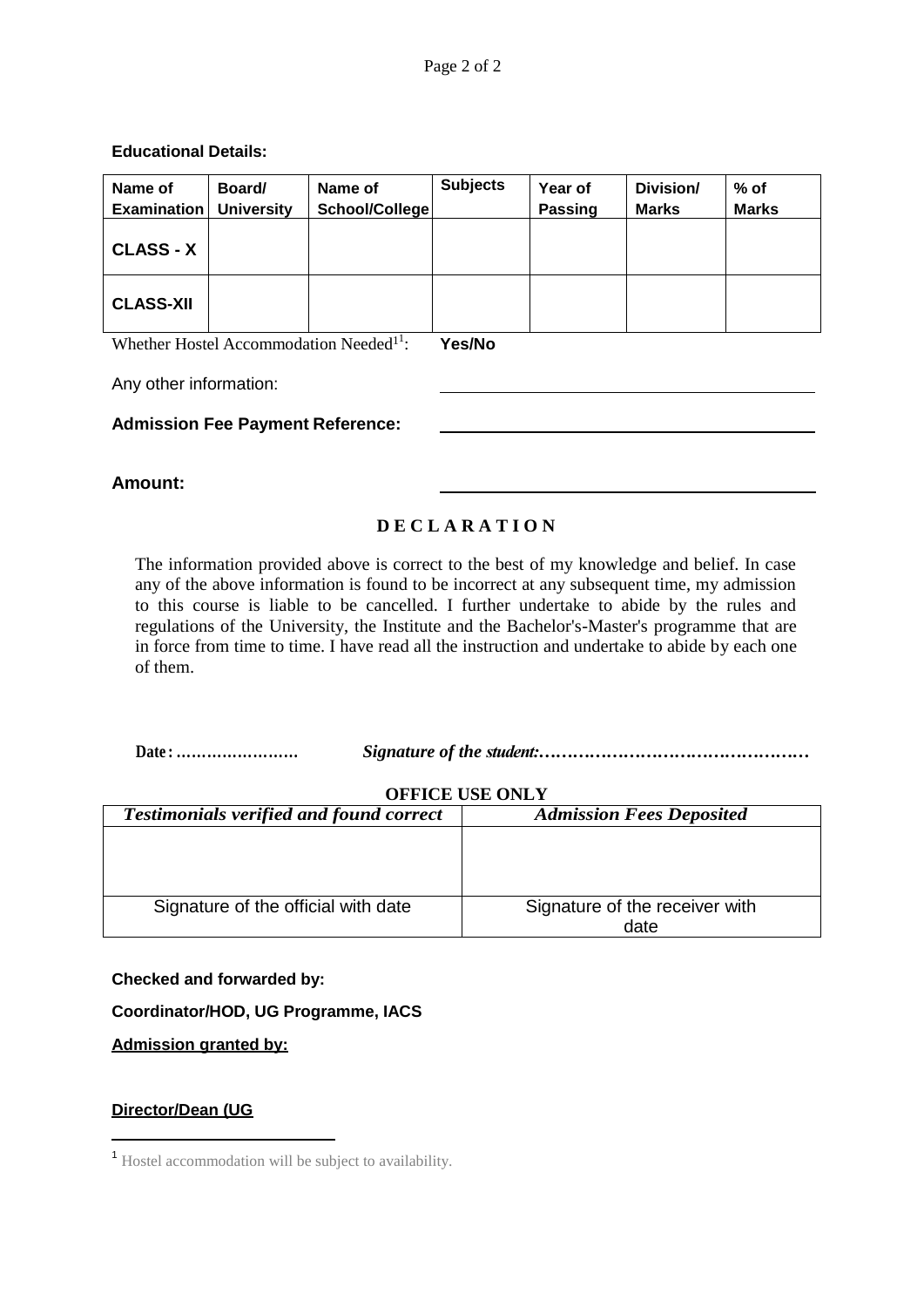**Educational Details:**

| Name of Examination | Board/ University | Name of School/College | Subjects | Year of Passing | Division/ Marks | % of Marks |
|---|---|---|---|---|---|---|
| **CLASS - X** | | | | | | |
| **CLASS-XII** | | | | | | |

Whether Hostel Accommodation Needed[1]: **Yes/No**

Any other information: ______________________________

**Admission Fee Payment Reference:** ______________________________

**Amount:** ______________________________

## D E C L A R A T I O N

The information provided above is correct to the best of my knowledge and belief. In case any of the above information is found to be incorrect at any subsequent time, my admission to this course is liable to be cancelled. I further undertake to abide by the rules and regulations of the University, the Institute and the Bachelor's-Master's programme that are in force from time to time. I have read all the instruction and undertake to abide by each one of them.

**Date : ……………………** *Signature of the student:…………………………………………*

**OFFICE USE ONLY**

| *Testimonials verified and found correct* | *Admission Fees Deposited* |
|---|---|
| | |
| Signature of the official with date | Signature of the receiver with date |

**Checked and forwarded by:**

**Coordinator/HOD, UG Programme, IACS**

**Admission granted by:**

**Director/Dean (UG**

[1] Hostel accommodation will be subject to availability.